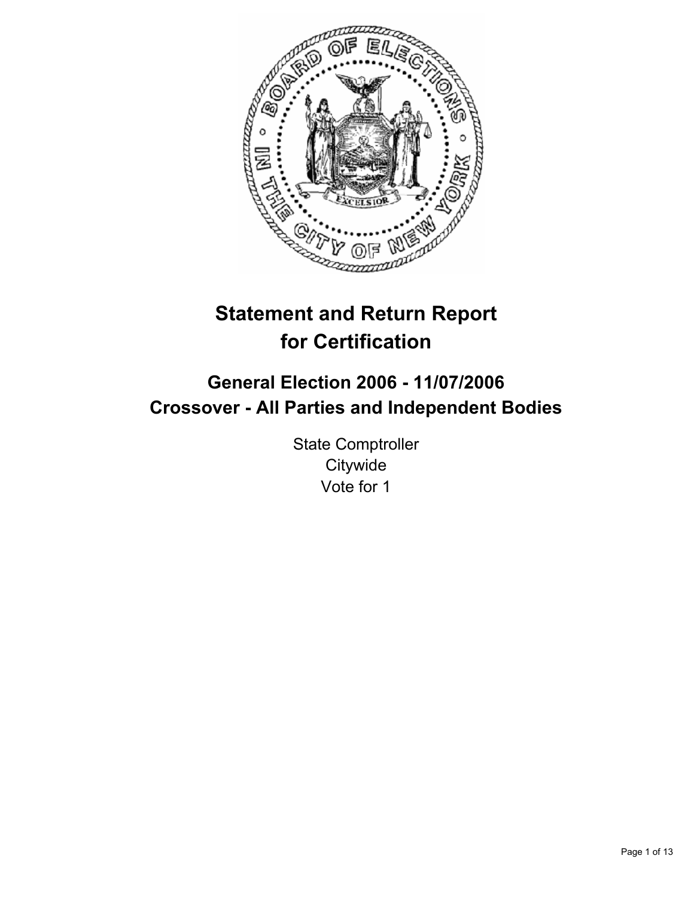# Statement and Return Report for Certification

## General Election 2006 - 11/07/2006
## Crossover - All Parties and Independent Bodies

State Comptroller
Citywide
Vote for 1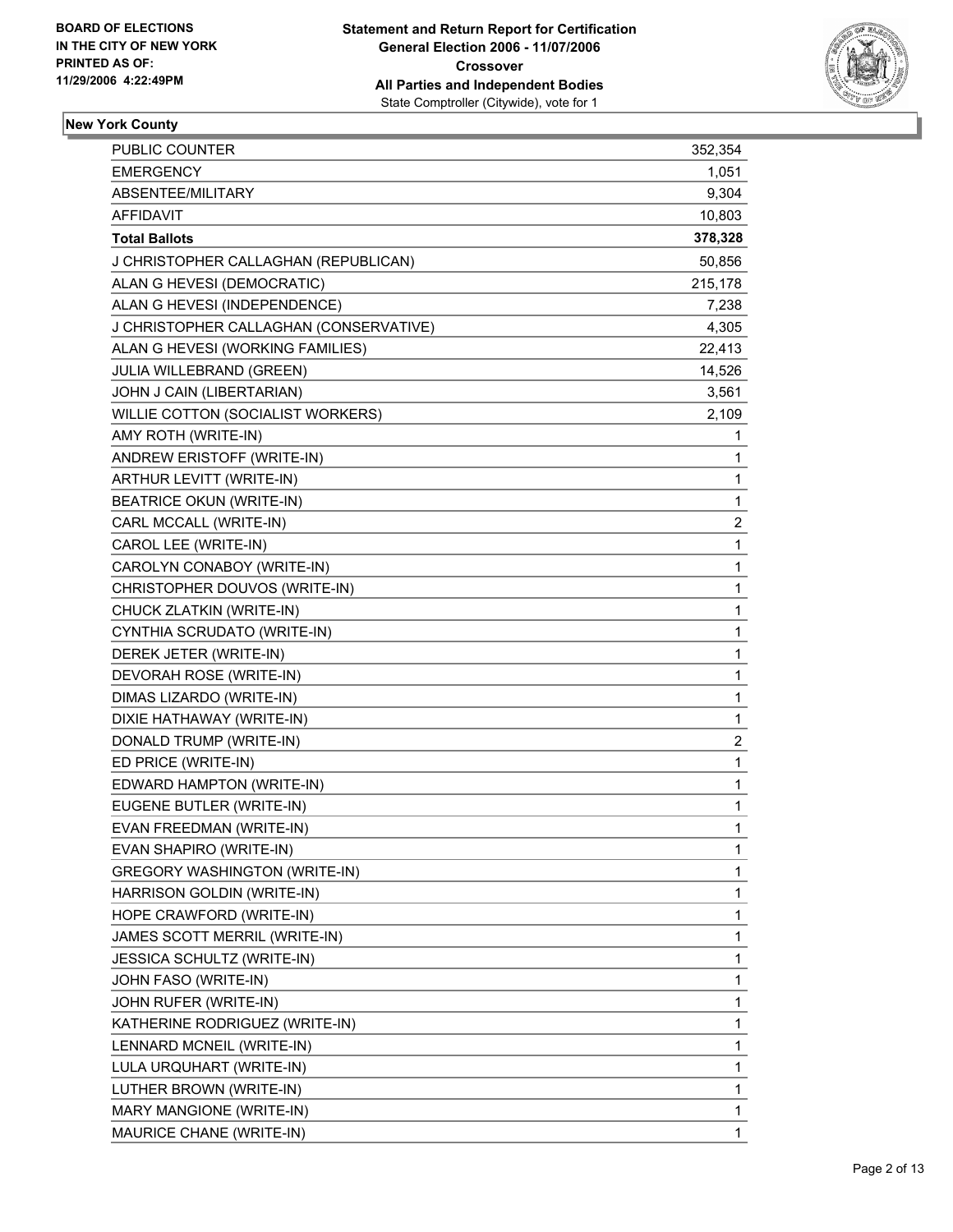**BOARD OF ELECTIONS IN THE CITY OF NEW YORK PRINTED AS OF: 11/29/2006 4:22:49PM**

# Statement and Return Report for Certification
## General Election 2006 - 11/07/2006
## Crossover
## All Parties and Independent Bodies
State Comptroller (Citywide), vote for 1

**New York County**

| | |
|---|---|
| PUBLIC COUNTER | 352,354 |
| EMERGENCY | 1,051 |
| ABSENTEE/MILITARY | 9,304 |
| AFFIDAVIT | 10,803 |
| **Total Ballots** | **378,328** |
| J CHRISTOPHER CALLAGHAN (REPUBLICAN) | 50,856 |
| ALAN G HEVESI (DEMOCRATIC) | 215,178 |
| ALAN G HEVESI (INDEPENDENCE) | 7,238 |
| J CHRISTOPHER CALLAGHAN (CONSERVATIVE) | 4,305 |
| ALAN G HEVESI (WORKING FAMILIES) | 22,413 |
| JULIA WILLEBRAND (GREEN) | 14,526 |
| JOHN J CAIN (LIBERTARIAN) | 3,561 |
| WILLIE COTTON (SOCIALIST WORKERS) | 2,109 |
| AMY ROTH (WRITE-IN) | 1 |
| ANDREW ERISTOFF (WRITE-IN) | 1 |
| ARTHUR LEVITT (WRITE-IN) | 1 |
| BEATRICE OKUN (WRITE-IN) | 1 |
| CARL MCCALL (WRITE-IN) | 2 |
| CAROL LEE (WRITE-IN) | 1 |
| CAROLYN CONABOY (WRITE-IN) | 1 |
| CHRISTOPHER DOUVOS (WRITE-IN) | 1 |
| CHUCK ZLATKIN (WRITE-IN) | 1 |
| CYNTHIA SCRUDATO (WRITE-IN) | 1 |
| DEREK JETER (WRITE-IN) | 1 |
| DEVORAH ROSE (WRITE-IN) | 1 |
| DIMAS LIZARDO (WRITE-IN) | 1 |
| DIXIE HATHAWAY (WRITE-IN) | 1 |
| DONALD TRUMP (WRITE-IN) | 2 |
| ED PRICE (WRITE-IN) | 1 |
| EDWARD HAMPTON (WRITE-IN) | 1 |
| EUGENE BUTLER (WRITE-IN) | 1 |
| EVAN FREEDMAN (WRITE-IN) | 1 |
| EVAN SHAPIRO (WRITE-IN) | 1 |
| GREGORY WASHINGTON (WRITE-IN) | 1 |
| HARRISON GOLDIN (WRITE-IN) | 1 |
| HOPE CRAWFORD (WRITE-IN) | 1 |
| JAMES SCOTT MERRIL (WRITE-IN) | 1 |
| JESSICA SCHULTZ (WRITE-IN) | 1 |
| JOHN FASO (WRITE-IN) | 1 |
| JOHN RUFER (WRITE-IN) | 1 |
| KATHERINE RODRIGUEZ (WRITE-IN) | 1 |
| LENNARD MCNEIL (WRITE-IN) | 1 |
| LULA URQUHART (WRITE-IN) | 1 |
| LUTHER BROWN (WRITE-IN) | 1 |
| MARY MANGIONE (WRITE-IN) | 1 |
| MAURICE CHANE (WRITE-IN) | 1 |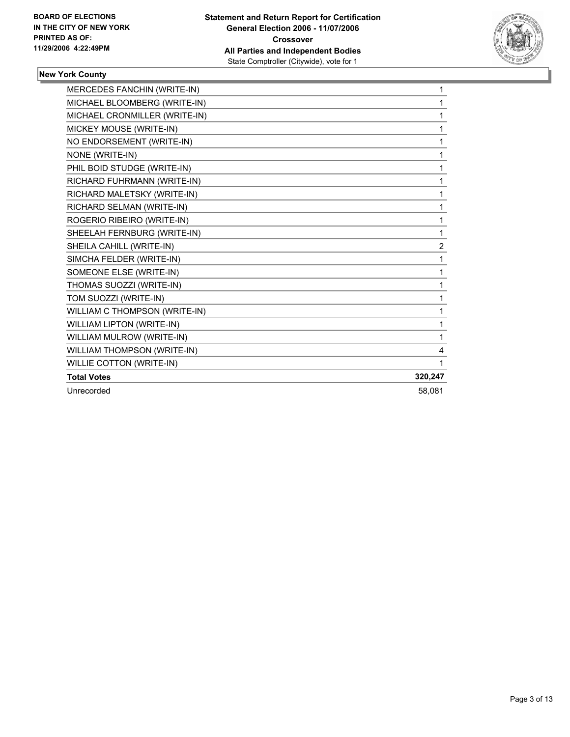**BOARD OF ELECTIONS**
**IN THE CITY OF NEW YORK**
**PRINTED AS OF:**
**11/29/2006 4:22:49PM**

**Statement and Return Report for Certification**
**General Election 2006 - 11/07/2006**
**Crossover**
**All Parties and Independent Bodies**
State Comptroller (Citywide), vote for 1

### New York County

| | |
|---|---|
| MERCEDES FANCHIN (WRITE-IN) | 1 |
| MICHAEL BLOOMBERG (WRITE-IN) | 1 |
| MICHAEL CRONMILLER (WRITE-IN) | 1 |
| MICKEY MOUSE (WRITE-IN) | 1 |
| NO ENDORSEMENT (WRITE-IN) | 1 |
| NONE (WRITE-IN) | 1 |
| PHIL BOID STUDGE (WRITE-IN) | 1 |
| RICHARD FUHRMANN (WRITE-IN) | 1 |
| RICHARD MALETSKY (WRITE-IN) | 1 |
| RICHARD SELMAN (WRITE-IN) | 1 |
| ROGERIO RIBEIRO (WRITE-IN) | 1 |
| SHEELAH FERNBURG (WRITE-IN) | 1 |
| SHEILA CAHILL (WRITE-IN) | 2 |
| SIMCHA FELDER (WRITE-IN) | 1 |
| SOMEONE ELSE (WRITE-IN) | 1 |
| THOMAS SUOZZI (WRITE-IN) | 1 |
| TOM SUOZZI (WRITE-IN) | 1 |
| WILLIAM C THOMPSON (WRITE-IN) | 1 |
| WILLIAM LIPTON (WRITE-IN) | 1 |
| WILLIAM MULROW (WRITE-IN) | 1 |
| WILLIAM THOMPSON (WRITE-IN) | 4 |
| WILLIE COTTON (WRITE-IN) | 1 |
| **Total Votes** | **320,247** |
| Unrecorded | 58,081 |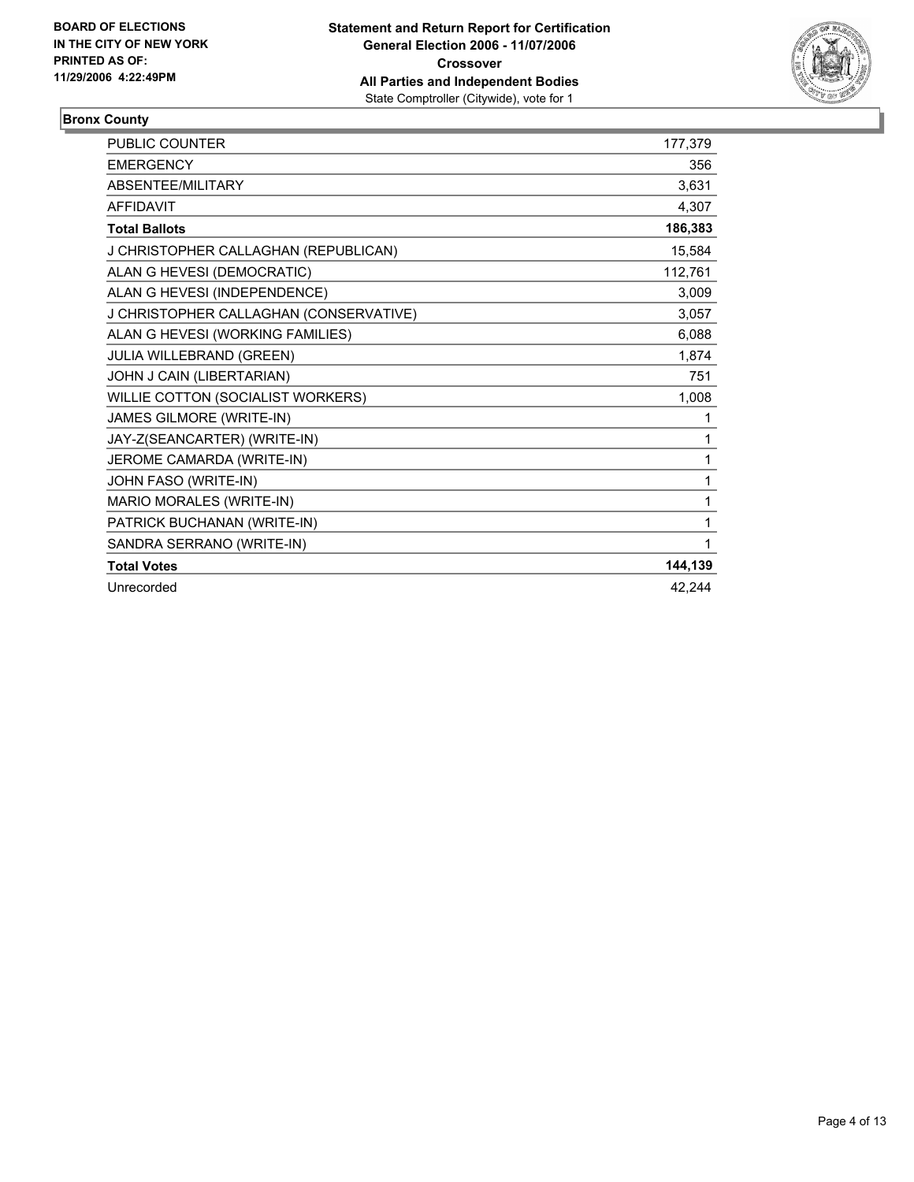**BOARD OF ELECTIONS IN THE CITY OF NEW YORK PRINTED AS OF: 11/29/2006 4:22:49PM**

**Statement and Return Report for Certification**
**General Election 2006 - 11/07/2006**
**Crossover**
**All Parties and Independent Bodies**
State Comptroller (Citywide), vote for 1

## Bronx County

| | |
|---|---|
| PUBLIC COUNTER | 177,379 |
| EMERGENCY | 356 |
| ABSENTEE/MILITARY | 3,631 |
| AFFIDAVIT | 4,307 |
| **Total Ballots** | **186,383** |
| J CHRISTOPHER CALLAGHAN (REPUBLICAN) | 15,584 |
| ALAN G HEVESI (DEMOCRATIC) | 112,761 |
| ALAN G HEVESI (INDEPENDENCE) | 3,009 |
| J CHRISTOPHER CALLAGHAN (CONSERVATIVE) | 3,057 |
| ALAN G HEVESI (WORKING FAMILIES) | 6,088 |
| JULIA WILLEBRAND (GREEN) | 1,874 |
| JOHN J CAIN (LIBERTARIAN) | 751 |
| WILLIE COTTON (SOCIALIST WORKERS) | 1,008 |
| JAMES GILMORE (WRITE-IN) | 1 |
| JAY-Z(SEANCARTER) (WRITE-IN) | 1 |
| JEROME CAMARDA (WRITE-IN) | 1 |
| JOHN FASO (WRITE-IN) | 1 |
| MARIO MORALES (WRITE-IN) | 1 |
| PATRICK BUCHANAN (WRITE-IN) | 1 |
| SANDRA SERRANO (WRITE-IN) | 1 |
| **Total Votes** | **144,139** |
| Unrecorded | 42,244 |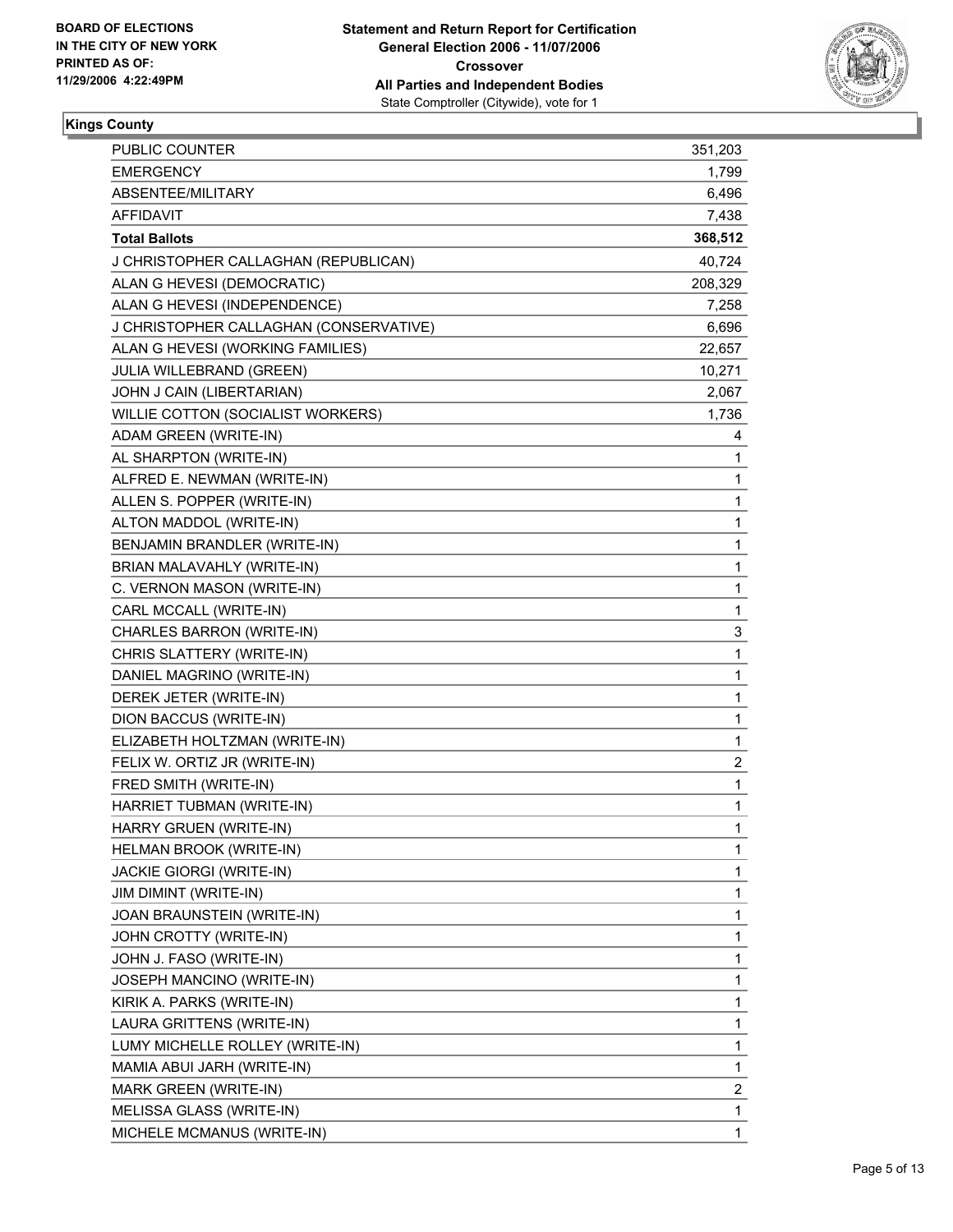BOARD OF ELECTIONS
IN THE CITY OF NEW YORK
PRINTED AS OF:
11/29/2006 4:22:49PM

**Statement and Return Report for Certification**
**General Election 2006 - 11/07/2006**
**Crossover**
**All Parties and Independent Bodies**
State Comptroller (Citywide), vote for 1

**Kings County**

| | |
|---|---|
| PUBLIC COUNTER | 351,203 |
| EMERGENCY | 1,799 |
| ABSENTEE/MILITARY | 6,496 |
| AFFIDAVIT | 7,438 |
| **Total Ballots** | **368,512** |
| J CHRISTOPHER CALLAGHAN (REPUBLICAN) | 40,724 |
| ALAN G HEVESI (DEMOCRATIC) | 208,329 |
| ALAN G HEVESI (INDEPENDENCE) | 7,258 |
| J CHRISTOPHER CALLAGHAN (CONSERVATIVE) | 6,696 |
| ALAN G HEVESI (WORKING FAMILIES) | 22,657 |
| JULIA WILLEBRAND (GREEN) | 10,271 |
| JOHN J CAIN (LIBERTARIAN) | 2,067 |
| WILLIE COTTON (SOCIALIST WORKERS) | 1,736 |
| ADAM GREEN (WRITE-IN) | 4 |
| AL SHARPTON (WRITE-IN) | 1 |
| ALFRED E. NEWMAN (WRITE-IN) | 1 |
| ALLEN S. POPPER (WRITE-IN) | 1 |
| ALTON MADDOL (WRITE-IN) | 1 |
| BENJAMIN BRANDLER (WRITE-IN) | 1 |
| BRIAN MALAVAHLY (WRITE-IN) | 1 |
| C. VERNON MASON (WRITE-IN) | 1 |
| CARL MCCALL (WRITE-IN) | 1 |
| CHARLES BARRON (WRITE-IN) | 3 |
| CHRIS SLATTERY (WRITE-IN) | 1 |
| DANIEL MAGRINO (WRITE-IN) | 1 |
| DEREK JETER (WRITE-IN) | 1 |
| DION BACCUS (WRITE-IN) | 1 |
| ELIZABETH HOLTZMAN (WRITE-IN) | 1 |
| FELIX W. ORTIZ JR (WRITE-IN) | 2 |
| FRED SMITH (WRITE-IN) | 1 |
| HARRIET TUBMAN (WRITE-IN) | 1 |
| HARRY GRUEN (WRITE-IN) | 1 |
| HELMAN BROOK (WRITE-IN) | 1 |
| JACKIE GIORGI (WRITE-IN) | 1 |
| JIM DIMINT (WRITE-IN) | 1 |
| JOAN BRAUNSTEIN (WRITE-IN) | 1 |
| JOHN CROTTY (WRITE-IN) | 1 |
| JOHN J. FASO (WRITE-IN) | 1 |
| JOSEPH MANCINO (WRITE-IN) | 1 |
| KIRIK A. PARKS (WRITE-IN) | 1 |
| LAURA GRITTENS (WRITE-IN) | 1 |
| LUMY MICHELLE ROLLEY (WRITE-IN) | 1 |
| MAMIA ABUI JARH (WRITE-IN) | 1 |
| MARK GREEN (WRITE-IN) | 2 |
| MELISSA GLASS (WRITE-IN) | 1 |
| MICHELE MCMANUS (WRITE-IN) | 1 |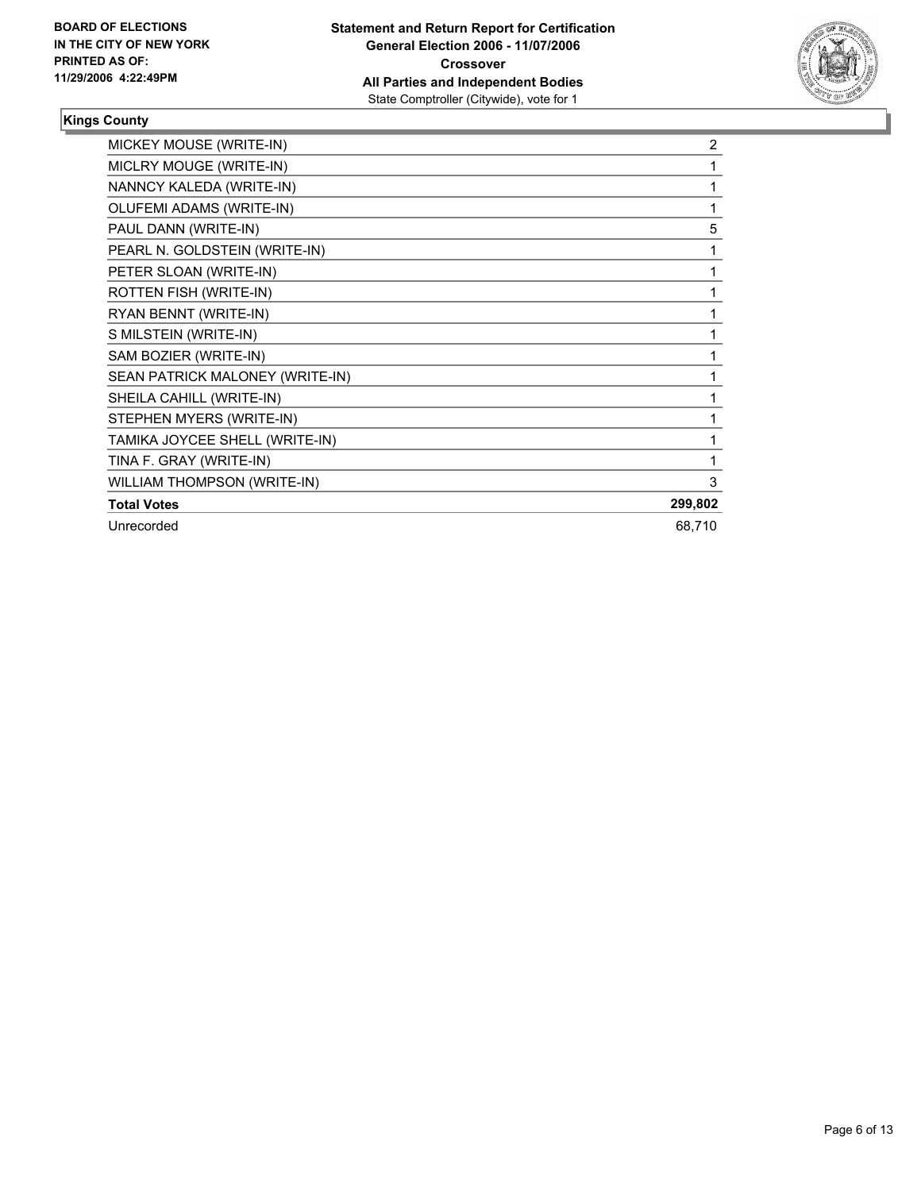**BOARD OF ELECTIONS IN THE CITY OF NEW YORK PRINTED AS OF: 11/29/2006 4:22:49PM**

**Statement and Return Report for Certification**
**General Election 2006 - 11/07/2006**
**Crossover**
**All Parties and Independent Bodies**
State Comptroller (Citywide), vote for 1

## Kings County

| | |
|---|---|
| MICKEY MOUSE (WRITE-IN) | 2 |
| MICLRY MOUGE (WRITE-IN) | 1 |
| NANNCY KALEDA (WRITE-IN) | 1 |
| OLUFEMI ADAMS (WRITE-IN) | 1 |
| PAUL DANN (WRITE-IN) | 5 |
| PEARL N. GOLDSTEIN (WRITE-IN) | 1 |
| PETER SLOAN (WRITE-IN) | 1 |
| ROTTEN FISH (WRITE-IN) | 1 |
| RYAN BENNT (WRITE-IN) | 1 |
| S MILSTEIN (WRITE-IN) | 1 |
| SAM BOZIER (WRITE-IN) | 1 |
| SEAN PATRICK MALONEY (WRITE-IN) | 1 |
| SHEILA CAHILL (WRITE-IN) | 1 |
| STEPHEN MYERS (WRITE-IN) | 1 |
| TAMIKA JOYCEE SHELL (WRITE-IN) | 1 |
| TINA F. GRAY (WRITE-IN) | 1 |
| WILLIAM THOMPSON (WRITE-IN) | 3 |
| **Total Votes** | **299,802** |
| Unrecorded | 68,710 |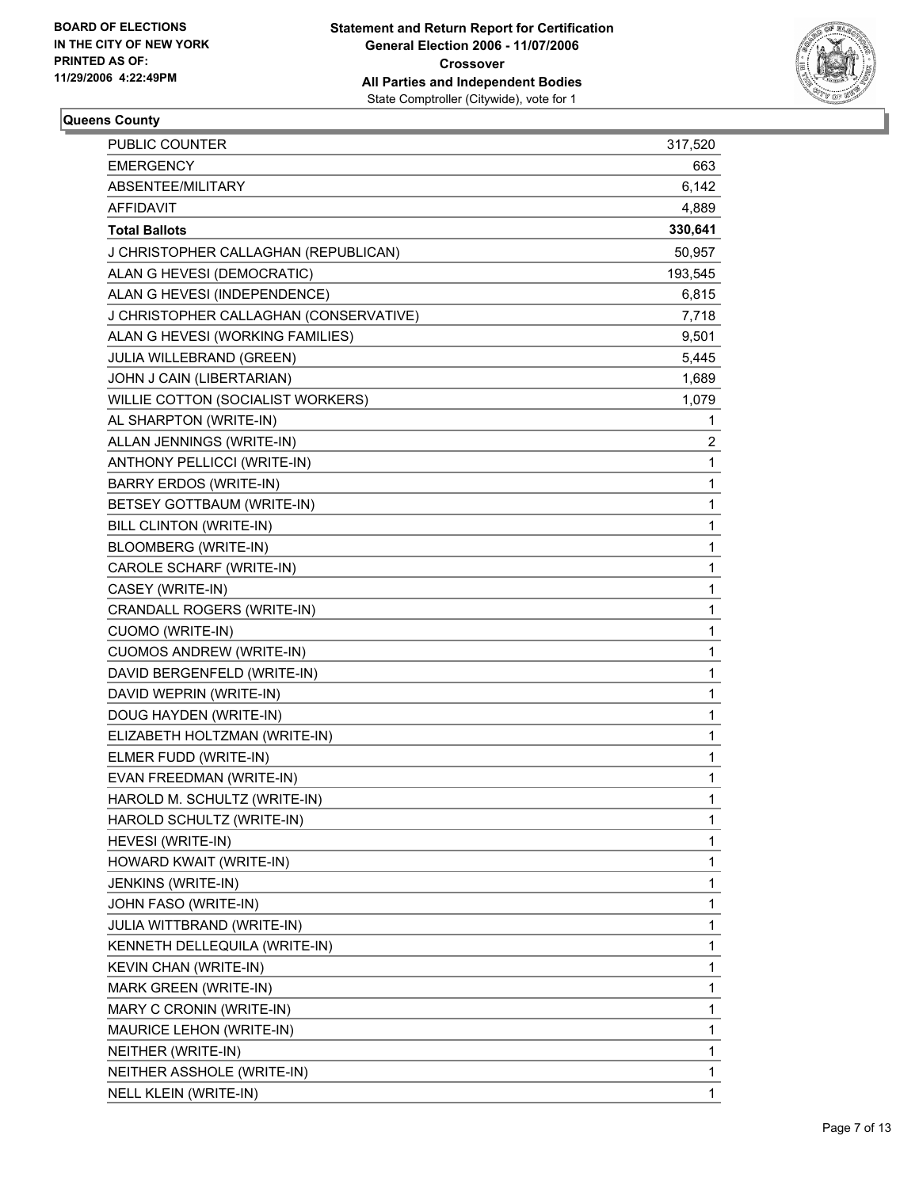**BOARD OF ELECTIONS IN THE CITY OF NEW YORK PRINTED AS OF: 11/29/2006 4:22:49PM**

**Statement and Return Report for Certification General Election 2006 - 11/07/2006 Crossover All Parties and Independent Bodies**
State Comptroller (Citywide), vote for 1

**Queens County**

| | |
|---|---|
| PUBLIC COUNTER | 317,520 |
| EMERGENCY | 663 |
| ABSENTEE/MILITARY | 6,142 |
| AFFIDAVIT | 4,889 |
| **Total Ballots** | **330,641** |
| J CHRISTOPHER CALLAGHAN (REPUBLICAN) | 50,957 |
| ALAN G HEVESI (DEMOCRATIC) | 193,545 |
| ALAN G HEVESI (INDEPENDENCE) | 6,815 |
| J CHRISTOPHER CALLAGHAN (CONSERVATIVE) | 7,718 |
| ALAN G HEVESI (WORKING FAMILIES) | 9,501 |
| JULIA WILLEBRAND (GREEN) | 5,445 |
| JOHN J CAIN (LIBERTARIAN) | 1,689 |
| WILLIE COTTON (SOCIALIST WORKERS) | 1,079 |
| AL SHARPTON (WRITE-IN) | 1 |
| ALLAN JENNINGS (WRITE-IN) | 2 |
| ANTHONY PELLICCI (WRITE-IN) | 1 |
| BARRY ERDOS (WRITE-IN) | 1 |
| BETSEY GOTTBAUM (WRITE-IN) | 1 |
| BILL CLINTON (WRITE-IN) | 1 |
| BLOOMBERG (WRITE-IN) | 1 |
| CAROLE SCHARF (WRITE-IN) | 1 |
| CASEY (WRITE-IN) | 1 |
| CRANDALL ROGERS (WRITE-IN) | 1 |
| CUOMO (WRITE-IN) | 1 |
| CUOMOS ANDREW (WRITE-IN) | 1 |
| DAVID BERGENFELD (WRITE-IN) | 1 |
| DAVID WEPRIN (WRITE-IN) | 1 |
| DOUG HAYDEN (WRITE-IN) | 1 |
| ELIZABETH HOLTZMAN (WRITE-IN) | 1 |
| ELMER FUDD (WRITE-IN) | 1 |
| EVAN FREEDMAN (WRITE-IN) | 1 |
| HAROLD M. SCHULTZ (WRITE-IN) | 1 |
| HAROLD SCHULTZ (WRITE-IN) | 1 |
| HEVESI (WRITE-IN) | 1 |
| HOWARD KWAIT (WRITE-IN) | 1 |
| JENKINS (WRITE-IN) | 1 |
| JOHN FASO (WRITE-IN) | 1 |
| JULIA WITTBRAND (WRITE-IN) | 1 |
| KENNETH DELLEQUILA (WRITE-IN) | 1 |
| KEVIN CHAN (WRITE-IN) | 1 |
| MARK GREEN (WRITE-IN) | 1 |
| MARY C CRONIN (WRITE-IN) | 1 |
| MAURICE LEHON (WRITE-IN) | 1 |
| NEITHER (WRITE-IN) | 1 |
| NEITHER ASSHOLE (WRITE-IN) | 1 |
| NELL KLEIN (WRITE-IN) | 1 |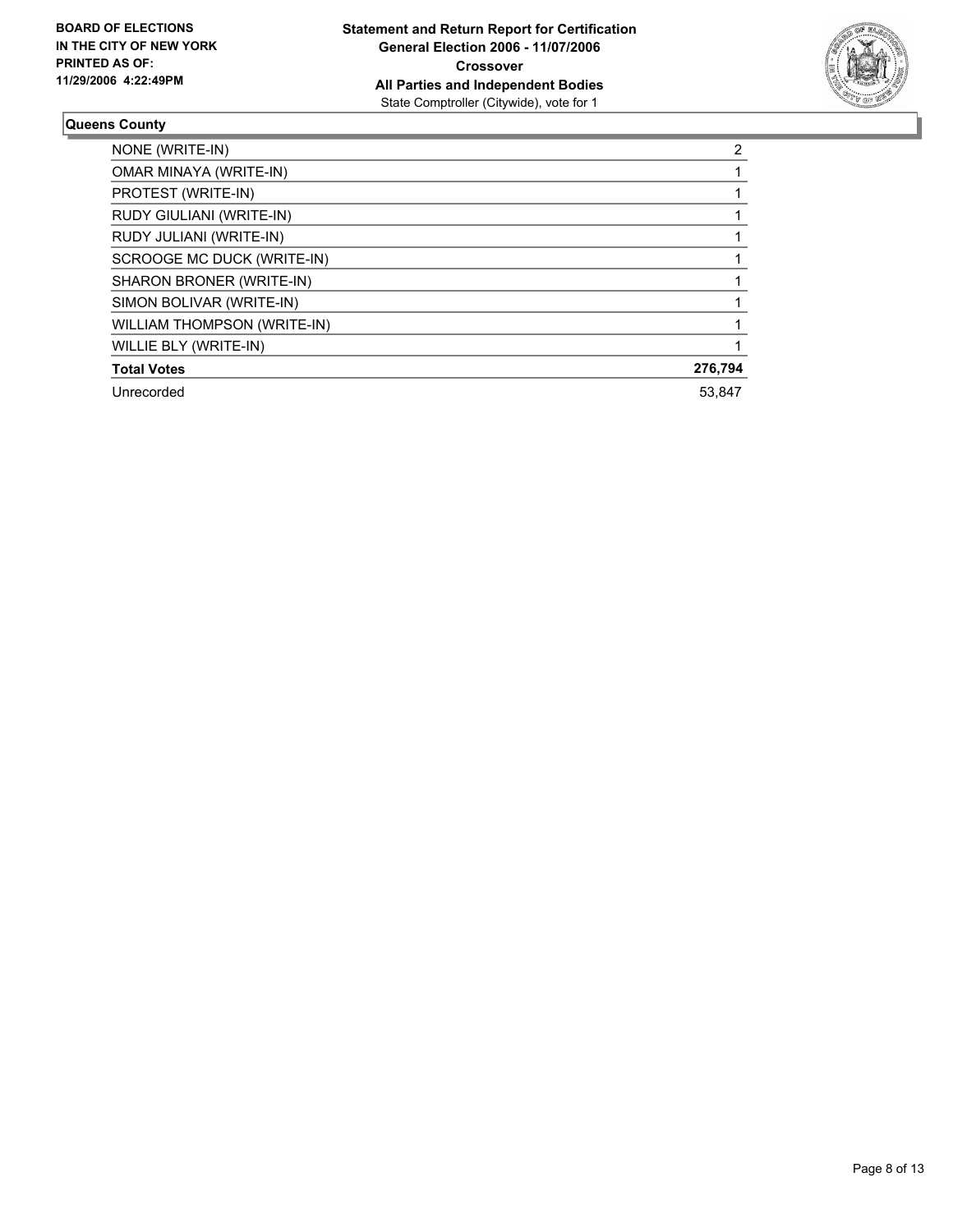**BOARD OF ELECTIONS IN THE CITY OF NEW YORK PRINTED AS OF: 11/29/2006 4:22:49PM**

**Statement and Return Report for Certification**
**General Election 2006 - 11/07/2006**
**Crossover**
**All Parties and Independent Bodies**
State Comptroller (Citywide), vote for 1

### Queens County

| | |
|---|---|
| NONE (WRITE-IN) | 2 |
| OMAR MINAYA (WRITE-IN) | 1 |
| PROTEST (WRITE-IN) | 1 |
| RUDY GIULIANI (WRITE-IN) | 1 |
| RUDY JULIANI (WRITE-IN) | 1 |
| SCROOGE MC DUCK (WRITE-IN) | 1 |
| SHARON BRONER (WRITE-IN) | 1 |
| SIMON BOLIVAR (WRITE-IN) | 1 |
| WILLIAM THOMPSON (WRITE-IN) | 1 |
| WILLIE BLY (WRITE-IN) | 1 |
| **Total Votes** | **276,794** |
| Unrecorded | 53,847 |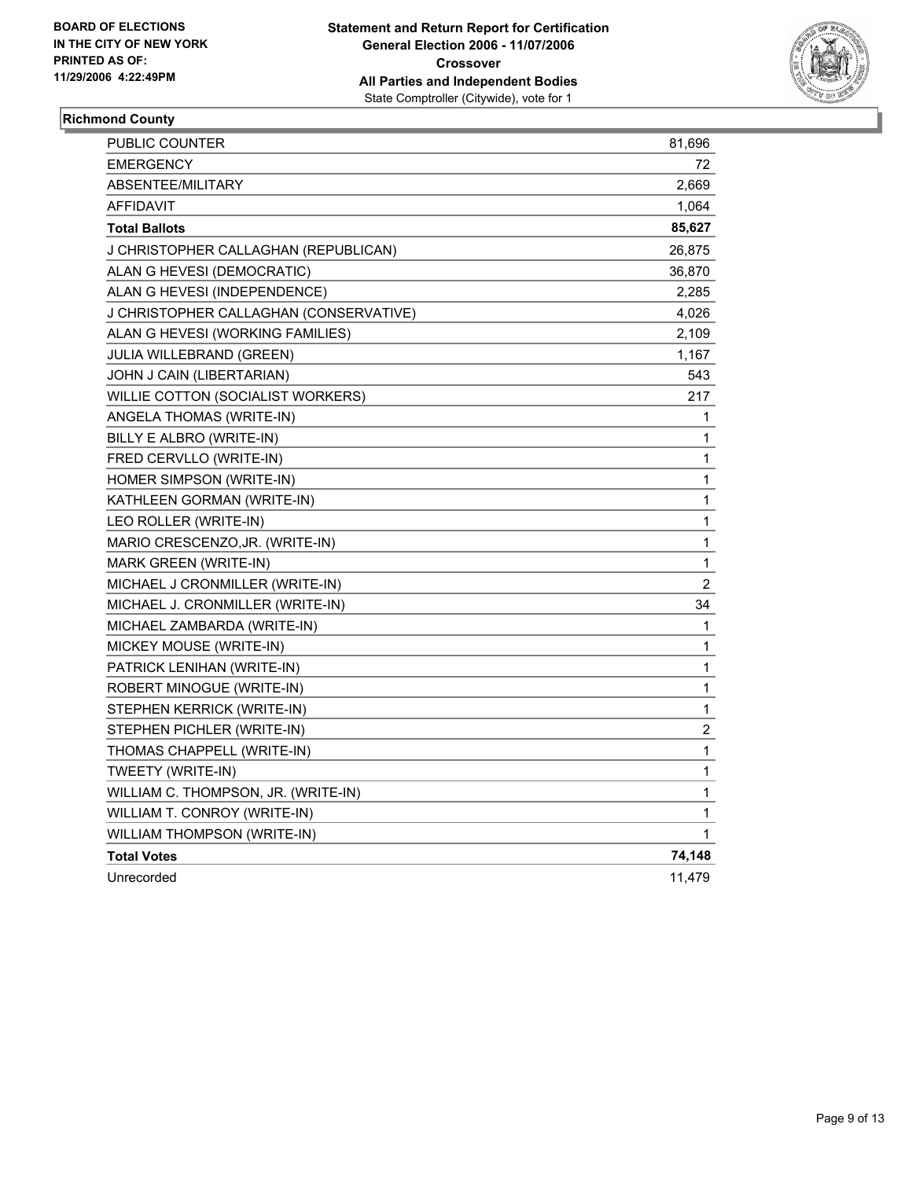**BOARD OF ELECTIONS**
**IN THE CITY OF NEW YORK**
**PRINTED AS OF:**
**11/29/2006 4:22:49PM**

**Statement and Return Report for Certification**
**General Election 2006 - 11/07/2006**
**Crossover**
**All Parties and Independent Bodies**
State Comptroller (Citywide), vote for 1

## Richmond County

| | |
|---|---|
| PUBLIC COUNTER | 81,696 |
| EMERGENCY | 72 |
| ABSENTEE/MILITARY | 2,669 |
| AFFIDAVIT | 1,064 |
| **Total Ballots** | **85,627** |
| J CHRISTOPHER CALLAGHAN (REPUBLICAN) | 26,875 |
| ALAN G HEVESI (DEMOCRATIC) | 36,870 |
| ALAN G HEVESI (INDEPENDENCE) | 2,285 |
| J CHRISTOPHER CALLAGHAN (CONSERVATIVE) | 4,026 |
| ALAN G HEVESI (WORKING FAMILIES) | 2,109 |
| JULIA WILLEBRAND (GREEN) | 1,167 |
| JOHN J CAIN (LIBERTARIAN) | 543 |
| WILLIE COTTON (SOCIALIST WORKERS) | 217 |
| ANGELA THOMAS (WRITE-IN) | 1 |
| BILLY E ALBRO (WRITE-IN) | 1 |
| FRED CERVLLO (WRITE-IN) | 1 |
| HOMER SIMPSON (WRITE-IN) | 1 |
| KATHLEEN GORMAN (WRITE-IN) | 1 |
| LEO ROLLER (WRITE-IN) | 1 |
| MARIO CRESCENZO,JR. (WRITE-IN) | 1 |
| MARK GREEN (WRITE-IN) | 1 |
| MICHAEL J CRONMILLER (WRITE-IN) | 2 |
| MICHAEL J. CRONMILLER (WRITE-IN) | 34 |
| MICHAEL ZAMBARDA (WRITE-IN) | 1 |
| MICKEY MOUSE (WRITE-IN) | 1 |
| PATRICK LENIHAN (WRITE-IN) | 1 |
| ROBERT MINOGUE (WRITE-IN) | 1 |
| STEPHEN KERRICK (WRITE-IN) | 1 |
| STEPHEN PICHLER (WRITE-IN) | 2 |
| THOMAS CHAPPELL (WRITE-IN) | 1 |
| TWEETY (WRITE-IN) | 1 |
| WILLIAM C. THOMPSON, JR. (WRITE-IN) | 1 |
| WILLIAM T. CONROY (WRITE-IN) | 1 |
| WILLIAM THOMPSON (WRITE-IN) | 1 |
| **Total Votes** | **74,148** |
| Unrecorded | 11,479 |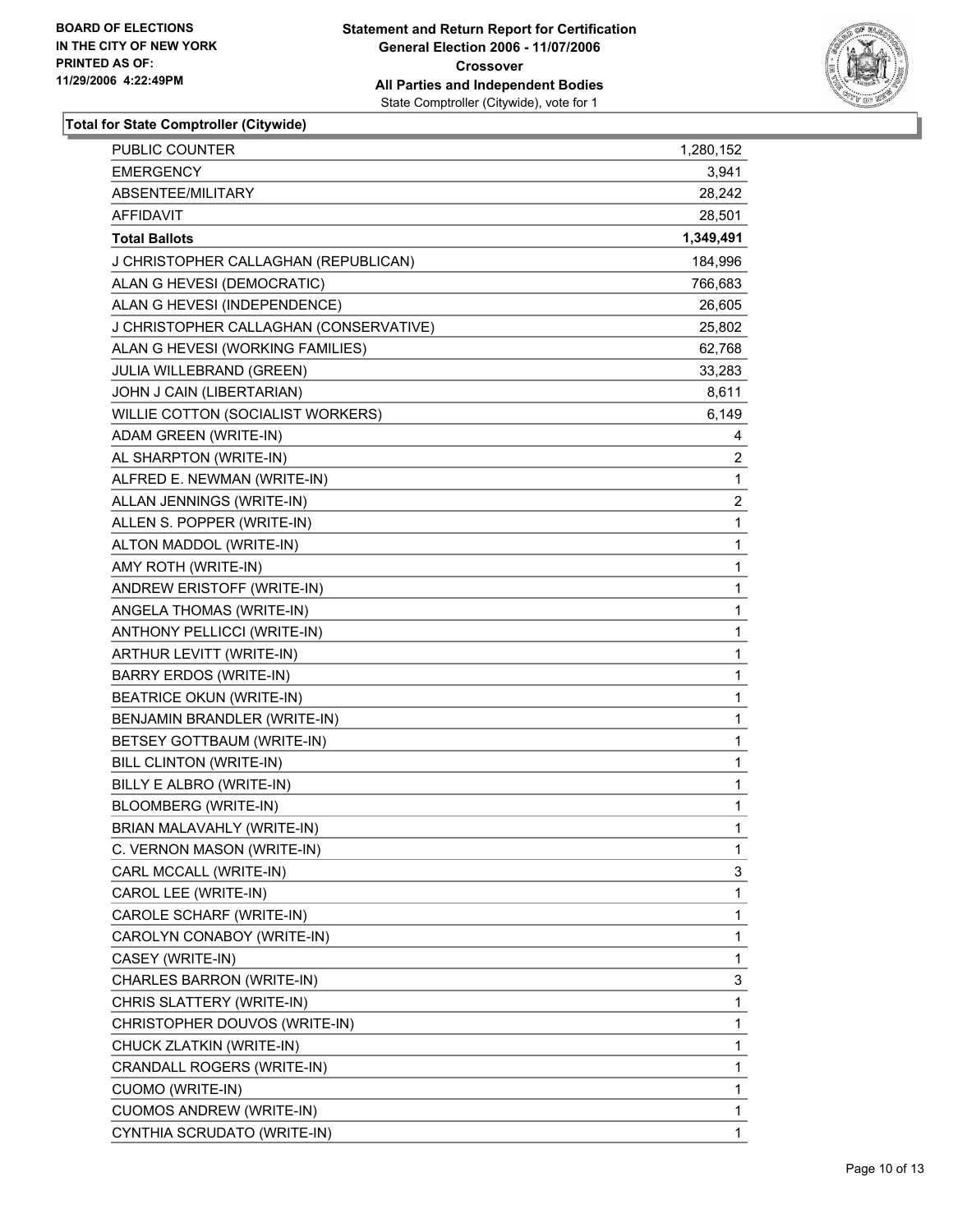**BOARD OF ELECTIONS IN THE CITY OF NEW YORK PRINTED AS OF: 11/29/2006 4:22:49PM**

**Statement and Return Report for Certification General Election 2006 - 11/07/2006 Crossover All Parties and Independent Bodies**
State Comptroller (Citywide), vote for 1

**Total for State Comptroller (Citywide)**

| | |
|---|---|
| PUBLIC COUNTER | 1,280,152 |
| EMERGENCY | 3,941 |
| ABSENTEE/MILITARY | 28,242 |
| AFFIDAVIT | 28,501 |
| **Total Ballots** | **1,349,491** |
| J CHRISTOPHER CALLAGHAN (REPUBLICAN) | 184,996 |
| ALAN G HEVESI (DEMOCRATIC) | 766,683 |
| ALAN G HEVESI (INDEPENDENCE) | 26,605 |
| J CHRISTOPHER CALLAGHAN (CONSERVATIVE) | 25,802 |
| ALAN G HEVESI (WORKING FAMILIES) | 62,768 |
| JULIA WILLEBRAND (GREEN) | 33,283 |
| JOHN J CAIN (LIBERTARIAN) | 8,611 |
| WILLIE COTTON (SOCIALIST WORKERS) | 6,149 |
| ADAM GREEN (WRITE-IN) | 4 |
| AL SHARPTON (WRITE-IN) | 2 |
| ALFRED E. NEWMAN (WRITE-IN) | 1 |
| ALLAN JENNINGS (WRITE-IN) | 2 |
| ALLEN S. POPPER (WRITE-IN) | 1 |
| ALTON MADDOL (WRITE-IN) | 1 |
| AMY ROTH (WRITE-IN) | 1 |
| ANDREW ERISTOFF (WRITE-IN) | 1 |
| ANGELA THOMAS (WRITE-IN) | 1 |
| ANTHONY PELLICCI (WRITE-IN) | 1 |
| ARTHUR LEVITT (WRITE-IN) | 1 |
| BARRY ERDOS (WRITE-IN) | 1 |
| BEATRICE OKUN (WRITE-IN) | 1 |
| BENJAMIN BRANDLER (WRITE-IN) | 1 |
| BETSEY GOTTBAUM (WRITE-IN) | 1 |
| BILL CLINTON (WRITE-IN) | 1 |
| BILLY E ALBRO (WRITE-IN) | 1 |
| BLOOMBERG (WRITE-IN) | 1 |
| BRIAN MALAVAHLY (WRITE-IN) | 1 |
| C. VERNON MASON (WRITE-IN) | 1 |
| CARL MCCALL (WRITE-IN) | 3 |
| CAROL LEE (WRITE-IN) | 1 |
| CAROLE SCHARF (WRITE-IN) | 1 |
| CAROLYN CONABOY (WRITE-IN) | 1 |
| CASEY (WRITE-IN) | 1 |
| CHARLES BARRON (WRITE-IN) | 3 |
| CHRIS SLATTERY (WRITE-IN) | 1 |
| CHRISTOPHER DOUVOS (WRITE-IN) | 1 |
| CHUCK ZLATKIN (WRITE-IN) | 1 |
| CRANDALL ROGERS (WRITE-IN) | 1 |
| CUOMO (WRITE-IN) | 1 |
| CUOMOS ANDREW (WRITE-IN) | 1 |
| CYNTHIA SCRUDATO (WRITE-IN) | 1 |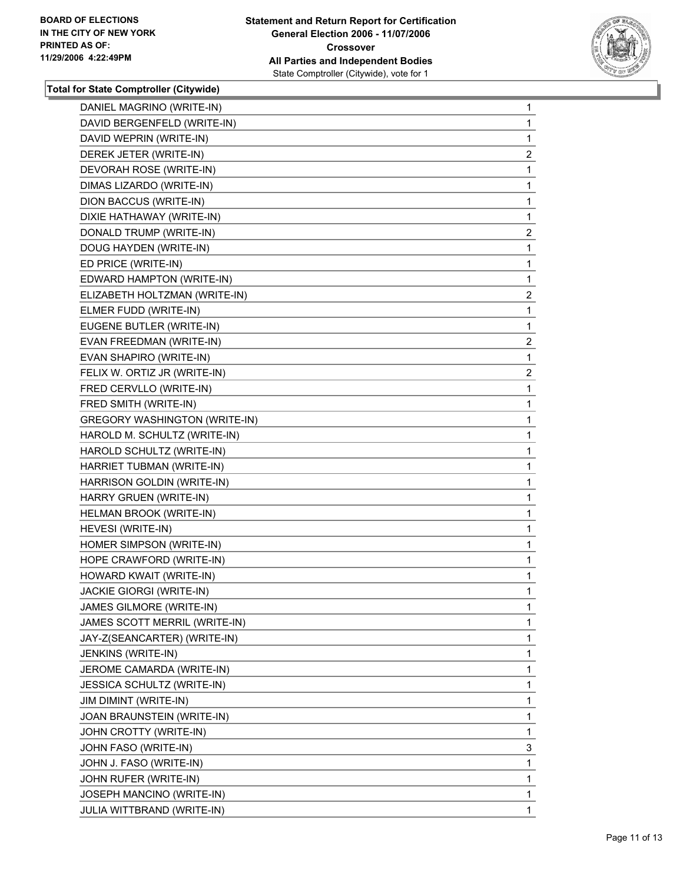**BOARD OF ELECTIONS IN THE CITY OF NEW YORK PRINTED AS OF: 11/29/2006 4:22:49PM**

**Statement and Return Report for Certification General Election 2006 - 11/07/2006 Crossover All Parties and Independent Bodies**
State Comptroller (Citywide), vote for 1

## Total for State Comptroller (Citywide)

| | |
|---|---|
| DANIEL MAGRINO (WRITE-IN) | 1 |
| DAVID BERGENFELD (WRITE-IN) | 1 |
| DAVID WEPRIN (WRITE-IN) | 1 |
| DEREK JETER (WRITE-IN) | 2 |
| DEVORAH ROSE (WRITE-IN) | 1 |
| DIMAS LIZARDO (WRITE-IN) | 1 |
| DION BACCUS (WRITE-IN) | 1 |
| DIXIE HATHAWAY (WRITE-IN) | 1 |
| DONALD TRUMP (WRITE-IN) | 2 |
| DOUG HAYDEN (WRITE-IN) | 1 |
| ED PRICE (WRITE-IN) | 1 |
| EDWARD HAMPTON (WRITE-IN) | 1 |
| ELIZABETH HOLTZMAN (WRITE-IN) | 2 |
| ELMER FUDD (WRITE-IN) | 1 |
| EUGENE BUTLER (WRITE-IN) | 1 |
| EVAN FREEDMAN (WRITE-IN) | 2 |
| EVAN SHAPIRO (WRITE-IN) | 1 |
| FELIX W. ORTIZ JR (WRITE-IN) | 2 |
| FRED CERVLLO (WRITE-IN) | 1 |
| FRED SMITH (WRITE-IN) | 1 |
| GREGORY WASHINGTON (WRITE-IN) | 1 |
| HAROLD M. SCHULTZ (WRITE-IN) | 1 |
| HAROLD SCHULTZ (WRITE-IN) | 1 |
| HARRIET TUBMAN (WRITE-IN) | 1 |
| HARRISON GOLDIN (WRITE-IN) | 1 |
| HARRY GRUEN (WRITE-IN) | 1 |
| HELMAN BROOK (WRITE-IN) | 1 |
| HEVESI (WRITE-IN) | 1 |
| HOMER SIMPSON (WRITE-IN) | 1 |
| HOPE CRAWFORD (WRITE-IN) | 1 |
| HOWARD KWAIT (WRITE-IN) | 1 |
| JACKIE GIORGI (WRITE-IN) | 1 |
| JAMES GILMORE (WRITE-IN) | 1 |
| JAMES SCOTT MERRIL (WRITE-IN) | 1 |
| JAY-Z(SEANCARTER) (WRITE-IN) | 1 |
| JENKINS (WRITE-IN) | 1 |
| JEROME CAMARDA (WRITE-IN) | 1 |
| JESSICA SCHULTZ (WRITE-IN) | 1 |
| JIM DIMINT (WRITE-IN) | 1 |
| JOAN BRAUNSTEIN (WRITE-IN) | 1 |
| JOHN CROTTY (WRITE-IN) | 1 |
| JOHN FASO (WRITE-IN) | 3 |
| JOHN J. FASO (WRITE-IN) | 1 |
| JOHN RUFER (WRITE-IN) | 1 |
| JOSEPH MANCINO (WRITE-IN) | 1 |
| JULIA WITTBRAND (WRITE-IN) | 1 |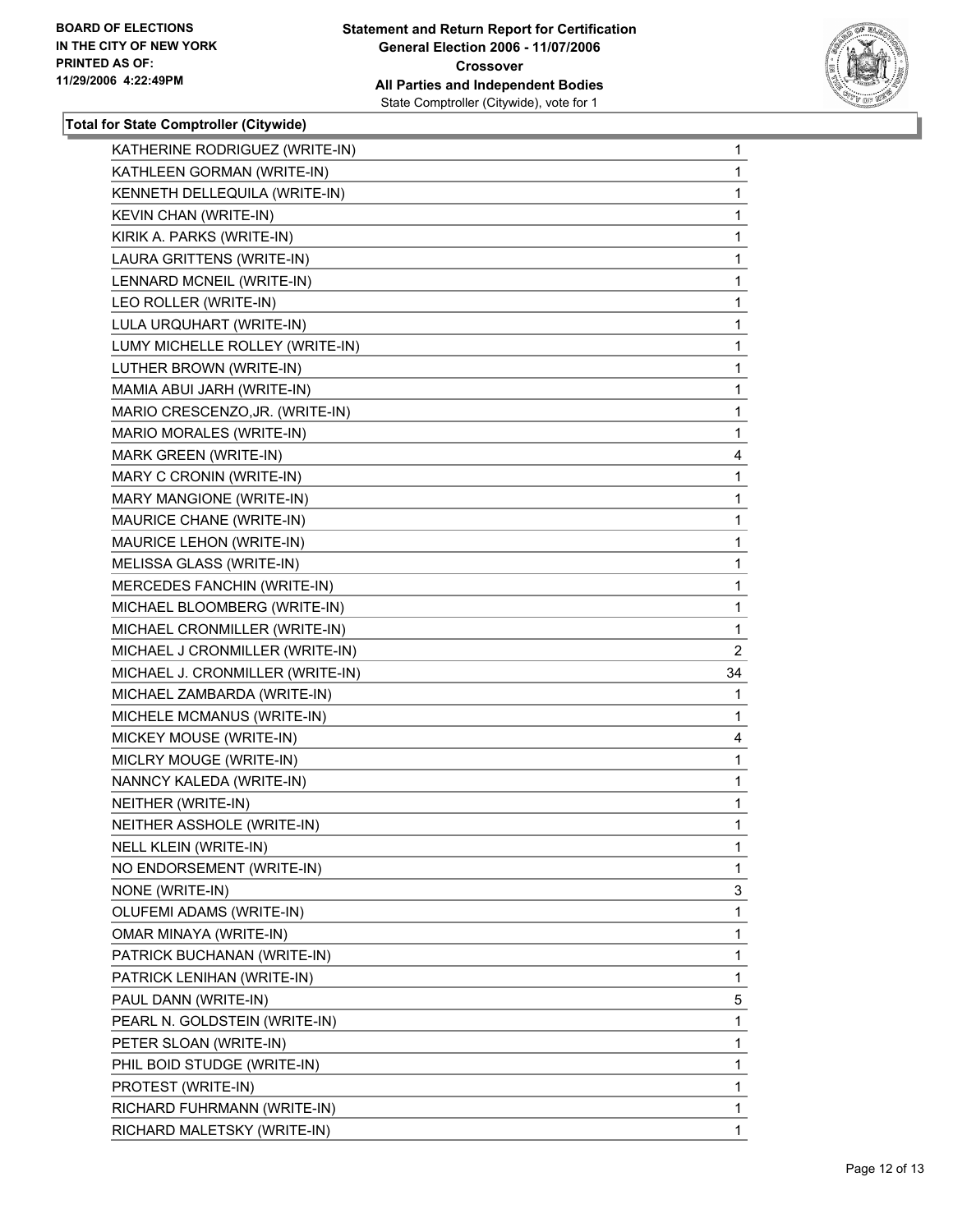BOARD OF ELECTIONS
IN THE CITY OF NEW YORK
PRINTED AS OF:
11/29/2006 4:22:49PM

**Statement and Return Report for Certification**
**General Election 2006 - 11/07/2006**
**Crossover**
**All Parties and Independent Bodies**
State Comptroller (Citywide), vote for 1

**Total for State Comptroller (Citywide)**

| | |
|---|---|
| KATHERINE RODRIGUEZ (WRITE-IN) | 1 |
| KATHLEEN GORMAN (WRITE-IN) | 1 |
| KENNETH DELLEQUILA (WRITE-IN) | 1 |
| KEVIN CHAN (WRITE-IN) | 1 |
| KIRIK A. PARKS (WRITE-IN) | 1 |
| LAURA GRITTENS (WRITE-IN) | 1 |
| LENNARD MCNEIL (WRITE-IN) | 1 |
| LEO ROLLER (WRITE-IN) | 1 |
| LULA URQUHART (WRITE-IN) | 1 |
| LUMY MICHELLE ROLLEY (WRITE-IN) | 1 |
| LUTHER BROWN (WRITE-IN) | 1 |
| MAMIA ABUI JARH (WRITE-IN) | 1 |
| MARIO CRESCENZO,JR. (WRITE-IN) | 1 |
| MARIO MORALES (WRITE-IN) | 1 |
| MARK GREEN (WRITE-IN) | 4 |
| MARY C CRONIN (WRITE-IN) | 1 |
| MARY MANGIONE (WRITE-IN) | 1 |
| MAURICE CHANE (WRITE-IN) | 1 |
| MAURICE LEHON (WRITE-IN) | 1 |
| MELISSA GLASS (WRITE-IN) | 1 |
| MERCEDES FANCHIN (WRITE-IN) | 1 |
| MICHAEL BLOOMBERG (WRITE-IN) | 1 |
| MICHAEL CRONMILLER (WRITE-IN) | 1 |
| MICHAEL J CRONMILLER (WRITE-IN) | 2 |
| MICHAEL J. CRONMILLER (WRITE-IN) | 34 |
| MICHAEL ZAMBARDA (WRITE-IN) | 1 |
| MICHELE MCMANUS (WRITE-IN) | 1 |
| MICKEY MOUSE (WRITE-IN) | 4 |
| MICLRY MOUGE (WRITE-IN) | 1 |
| NANNCY KALEDA (WRITE-IN) | 1 |
| NEITHER (WRITE-IN) | 1 |
| NEITHER ASSHOLE (WRITE-IN) | 1 |
| NELL KLEIN (WRITE-IN) | 1 |
| NO ENDORSEMENT (WRITE-IN) | 1 |
| NONE (WRITE-IN) | 3 |
| OLUFEMI ADAMS (WRITE-IN) | 1 |
| OMAR MINAYA (WRITE-IN) | 1 |
| PATRICK BUCHANAN (WRITE-IN) | 1 |
| PATRICK LENIHAN (WRITE-IN) | 1 |
| PAUL DANN (WRITE-IN) | 5 |
| PEARL N. GOLDSTEIN (WRITE-IN) | 1 |
| PETER SLOAN (WRITE-IN) | 1 |
| PHIL BOID STUDGE (WRITE-IN) | 1 |
| PROTEST (WRITE-IN) | 1 |
| RICHARD FUHRMANN (WRITE-IN) | 1 |
| RICHARD MALETSKY (WRITE-IN) | 1 |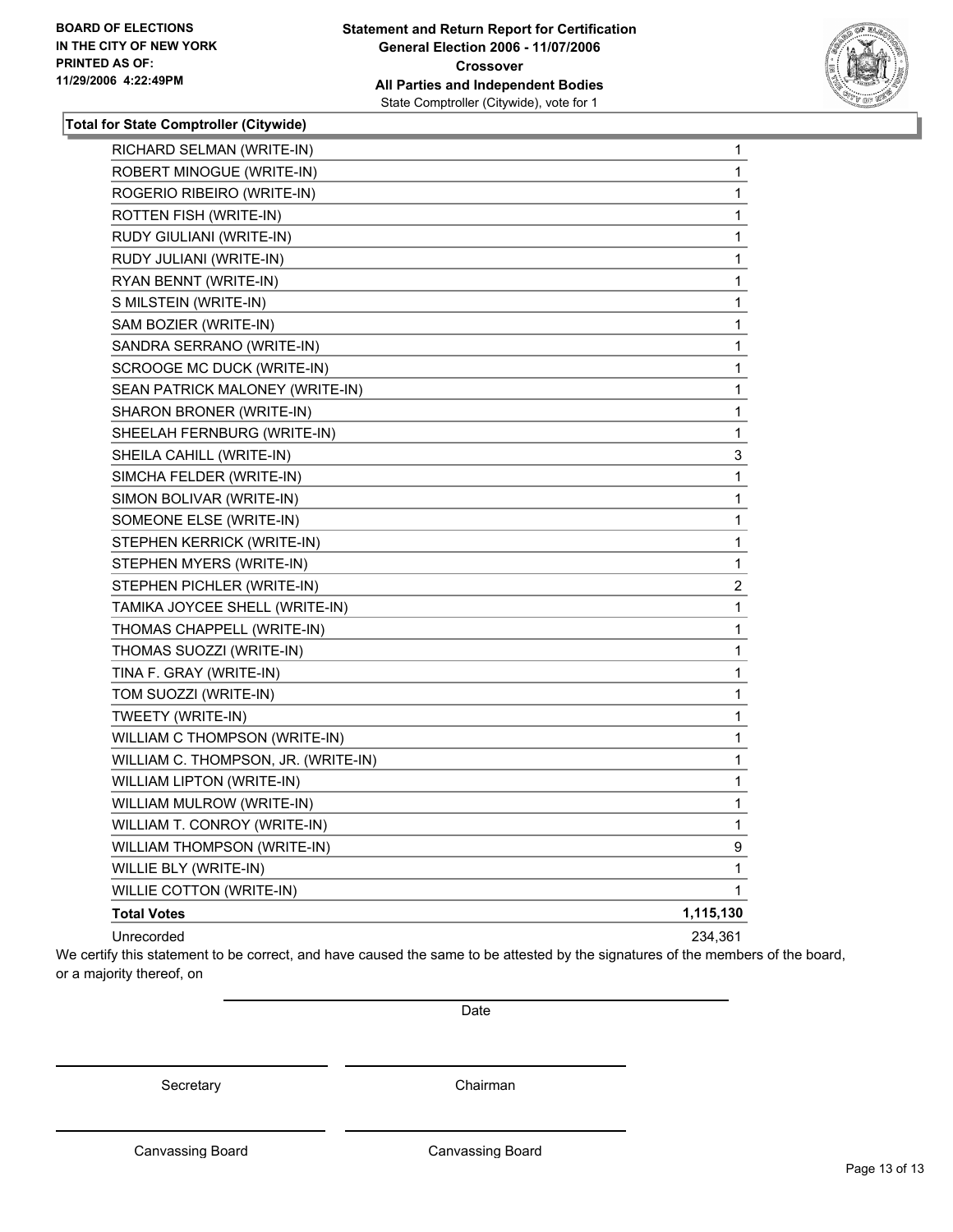BOARD OF ELECTIONS
IN THE CITY OF NEW YORK
PRINTED AS OF:
11/29/2006 4:22:49PM

**Statement and Return Report for Certification**
**General Election 2006 - 11/07/2006**
**Crossover**
**All Parties and Independent Bodies**
State Comptroller (Citywide), vote for 1

**Total for State Comptroller (Citywide)**

| | |
|---|---|
| RICHARD SELMAN (WRITE-IN) | 1 |
| ROBERT MINOGUE (WRITE-IN) | 1 |
| ROGERIO RIBEIRO (WRITE-IN) | 1 |
| ROTTEN FISH (WRITE-IN) | 1 |
| RUDY GIULIANI (WRITE-IN) | 1 |
| RUDY JULIANI (WRITE-IN) | 1 |
| RYAN BENNT (WRITE-IN) | 1 |
| S MILSTEIN (WRITE-IN) | 1 |
| SAM BOZIER (WRITE-IN) | 1 |
| SANDRA SERRANO (WRITE-IN) | 1 |
| SCROOGE MC DUCK (WRITE-IN) | 1 |
| SEAN PATRICK MALONEY (WRITE-IN) | 1 |
| SHARON BRONER (WRITE-IN) | 1 |
| SHEELAH FERNBURG (WRITE-IN) | 1 |
| SHEILA CAHILL (WRITE-IN) | 3 |
| SIMCHA FELDER (WRITE-IN) | 1 |
| SIMON BOLIVAR (WRITE-IN) | 1 |
| SOMEONE ELSE (WRITE-IN) | 1 |
| STEPHEN KERRICK (WRITE-IN) | 1 |
| STEPHEN MYERS (WRITE-IN) | 1 |
| STEPHEN PICHLER (WRITE-IN) | 2 |
| TAMIKA JOYCEE SHELL (WRITE-IN) | 1 |
| THOMAS CHAPPELL (WRITE-IN) | 1 |
| THOMAS SUOZZI (WRITE-IN) | 1 |
| TINA F. GRAY (WRITE-IN) | 1 |
| TOM SUOZZI (WRITE-IN) | 1 |
| TWEETY (WRITE-IN) | 1 |
| WILLIAM C THOMPSON (WRITE-IN) | 1 |
| WILLIAM C. THOMPSON, JR. (WRITE-IN) | 1 |
| WILLIAM LIPTON (WRITE-IN) | 1 |
| WILLIAM MULROW (WRITE-IN) | 1 |
| WILLIAM T. CONROY (WRITE-IN) | 1 |
| WILLIAM THOMPSON (WRITE-IN) | 9 |
| WILLIE BLY (WRITE-IN) | 1 |
| WILLIE COTTON (WRITE-IN) | 1 |
| **Total Votes** | **1,115,130** |
| Unrecorded | 234,361 |

We certify this statement to be correct, and have caused the same to be attested by the signatures of the members of the board, or a majority thereof, on

Date

Secretary

Chairman

Canvassing Board

Canvassing Board